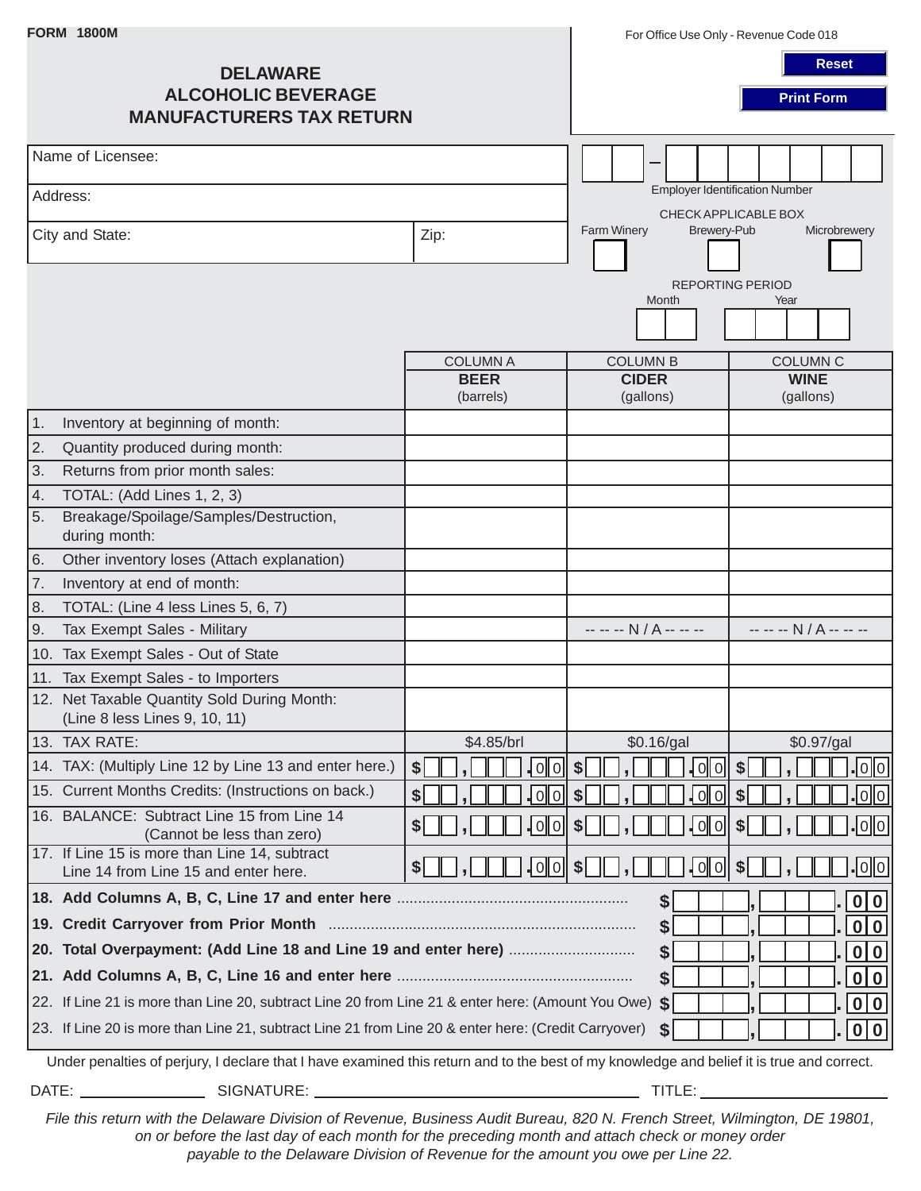FORM 1800M

For Office Use Only - Revenue Code 018

# DELAWARE ALCOHOLIC BEVERAGE MANUFACTURERS TAX RETURN

Reset

Print Form

| | |
|---|---|
| Name of Licensee: | |
| Address: | |
| City and State: | Zip: |

Employer Identification Number

CHECK APPLICABLE BOX

Farm Winery ☐ Brewery-Pub ☐ Microbrewery ☐

REPORTING PERIOD

Month ☐☐ Year ☐☐☐☐

| | COLUMN A **BEER** (barrels) | COLUMN B **CIDER** (gallons) | COLUMN C **WINE** (gallons) |
|---|---|---|---|
| 1. Inventory at beginning of month: | | | |
| 2. Quantity produced during month: | | | |
| 3. Returns from prior month sales: | | | |
| 4. TOTAL: (Add Lines 1, 2, 3) | | | |
| 5. Breakage/Spoilage/Samples/Destruction, during month: | | | |
| 6. Other inventory loses (Attach explanation) | | | |
| 7. Inventory at end of month: | | | |
| 8. TOTAL: (Line 4 less Lines 5, 6, 7) | | | |
| 9. Tax Exempt Sales - Military | | -- -- -- N / A -- -- -- | -- -- -- N / A -- -- -- |
| 10. Tax Exempt Sales - Out of State | | | |
| 11. Tax Exempt Sales - to Importers | | | |
| 12. Net Taxable Quantity Sold During Month: (Line 8 less Lines 9, 10, 11) | | | |
| 13. TAX RATE: | $4.85/brl | $0.16/gal | $0.97/gal |
| 14. TAX: (Multiply Line 12 by Line 13 and enter here.) | $ , .00 | $ , .00 | $ , .00 |
| 15. Current Months Credits: (Instructions on back.) | $ , .00 | $ , .00 | $ , .00 |
| 16. BALANCE: Subtract Line 15 from Line 14 (Cannot be less than zero) | $ , .00 | $ , .00 | $ , .00 |
| 17. If Line 15 is more than Line 14, subtract Line 14 from Line 15 and enter here. | $ , .00 | $ , .00 | $ , .00 |

| | |
|---|---|
| **18. Add Columns A, B, C, Line 17 and enter here** | $ , .00 |
| **19. Credit Carryover from Prior Month** | $ , .00 |
| **20. Total Overpayment: (Add Line 18 and Line 19 and enter here)** | $ , .00 |
| **21. Add Columns A, B, C, Line 16 and enter here** | $ , .00 |
| 22. If Line 21 is more than Line 20, subtract Line 20 from Line 21 & enter here: (Amount You Owe) | $ , .00 |
| 23. If Line 20 is more than Line 21, subtract Line 21 from Line 20 & enter here: (Credit Carryover) | $ , .00 |

Under penalties of perjury, I declare that I have examined this return and to the best of my knowledge and belief it is true and correct.

DATE: ______________ SIGNATURE: ________________________________ TITLE: ______________

*File this return with the Delaware Division of Revenue, Business Audit Bureau, 820 N. French Street, Wilmington, DE 19801, on or before the last day of each month for the preceding month and attach check or money order payable to the Delaware Division of Revenue for the amount you owe per Line 22.*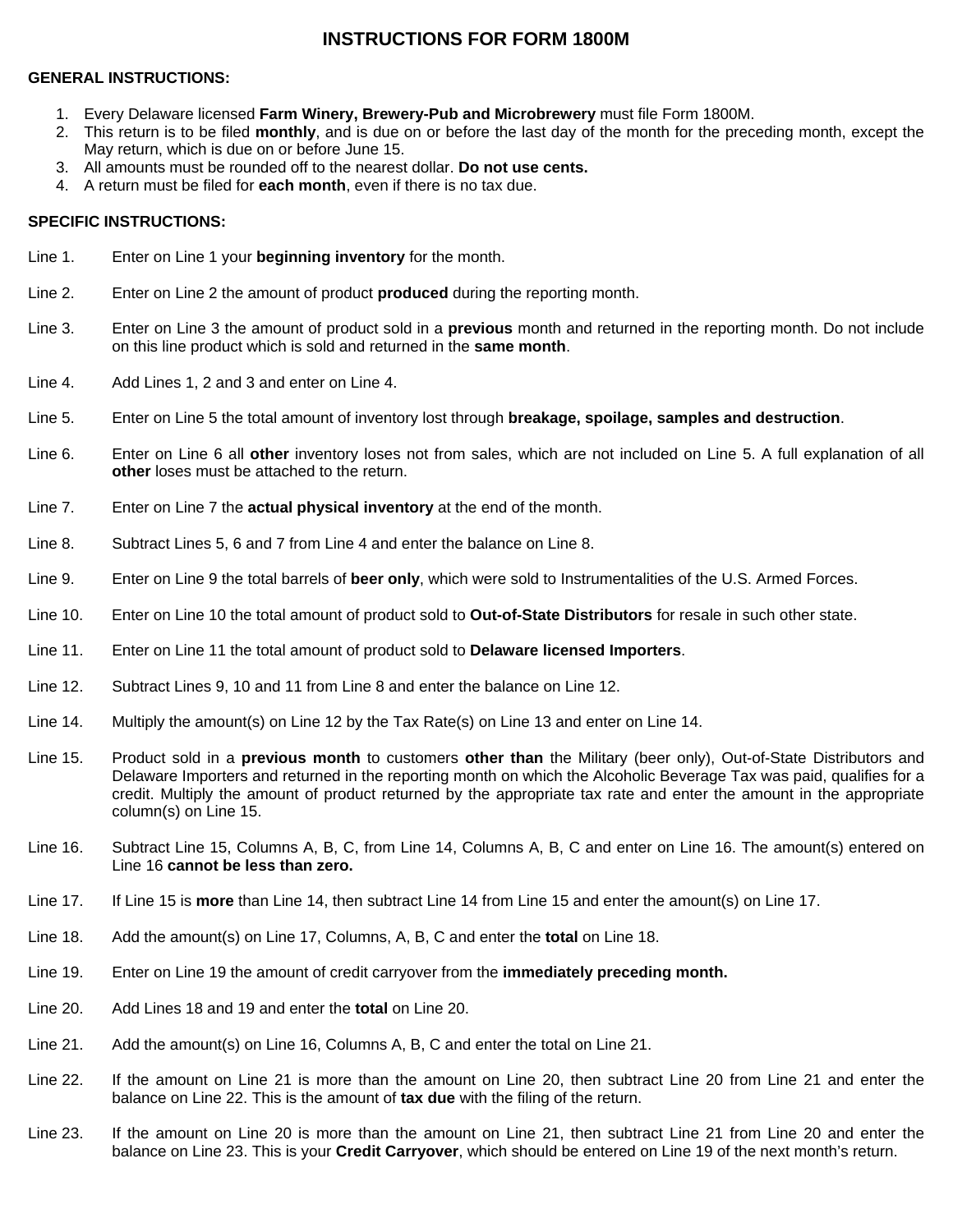# INSTRUCTIONS FOR FORM 1800M

**GENERAL INSTRUCTIONS:**

1. Every Delaware licensed **Farm Winery, Brewery-Pub and Microbrewery** must file Form 1800M.
2. This return is to be filed **monthly**, and is due on or before the last day of the month for the preceding month, except the May return, which is due on or before June 15.
3. All amounts must be rounded off to the nearest dollar. **Do not use cents.**
4. A return must be filed for **each month**, even if there is no tax due.

**SPECIFIC INSTRUCTIONS:**

Line 1. Enter on Line 1 your **beginning inventory** for the month.

Line 2. Enter on Line 2 the amount of product **produced** during the reporting month.

Line 3. Enter on Line 3 the amount of product sold in a **previous** month and returned in the reporting month. Do not include on this line product which is sold and returned in the **same month**.

Line 4. Add Lines 1, 2 and 3 and enter on Line 4.

Line 5. Enter on Line 5 the total amount of inventory lost through **breakage, spoilage, samples and destruction**.

Line 6. Enter on Line 6 all **other** inventory loses not from sales, which are not included on Line 5. A full explanation of all **other** loses must be attached to the return.

Line 7. Enter on Line 7 the **actual physical inventory** at the end of the month.

Line 8. Subtract Lines 5, 6 and 7 from Line 4 and enter the balance on Line 8.

Line 9. Enter on Line 9 the total barrels of **beer only**, which were sold to Instrumentalities of the U.S. Armed Forces.

Line 10. Enter on Line 10 the total amount of product sold to **Out-of-State Distributors** for resale in such other state.

Line 11. Enter on Line 11 the total amount of product sold to **Delaware licensed Importers**.

Line 12. Subtract Lines 9, 10 and 11 from Line 8 and enter the balance on Line 12.

Line 14. Multiply the amount(s) on Line 12 by the Tax Rate(s) on Line 13 and enter on Line 14.

Line 15. Product sold in a **previous month** to customers **other than** the Military (beer only), Out-of-State Distributors and Delaware Importers and returned in the reporting month on which the Alcoholic Beverage Tax was paid, qualifies for a credit. Multiply the amount of product returned by the appropriate tax rate and enter the amount in the appropriate column(s) on Line 15.

Line 16. Subtract Line 15, Columns A, B, C, from Line 14, Columns A, B, C and enter on Line 16. The amount(s) entered on Line 16 **cannot be less than zero.**

Line 17. If Line 15 is **more** than Line 14, then subtract Line 14 from Line 15 and enter the amount(s) on Line 17.

Line 18. Add the amount(s) on Line 17, Columns, A, B, C and enter the **total** on Line 18.

Line 19. Enter on Line 19 the amount of credit carryover from the **immediately preceding month.**

Line 20. Add Lines 18 and 19 and enter the **total** on Line 20.

Line 21. Add the amount(s) on Line 16, Columns A, B, C and enter the total on Line 21.

Line 22. If the amount on Line 21 is more than the amount on Line 20, then subtract Line 20 from Line 21 and enter the balance on Line 22. This is the amount of **tax due** with the filing of the return.

Line 23. If the amount on Line 20 is more than the amount on Line 21, then subtract Line 21 from Line 20 and enter the balance on Line 23. This is your **Credit Carryover**, which should be entered on Line 19 of the next month's return.